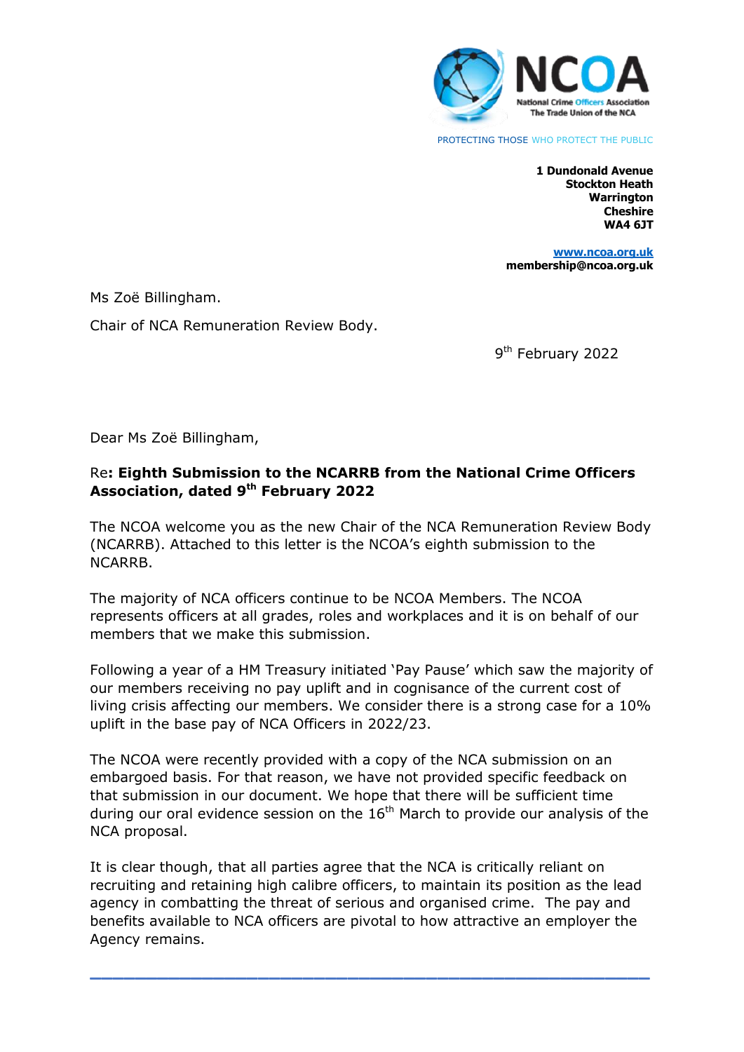NCOA

National Crime Officers Association
The Trade Union of the NCA

PROTECTING THOSE WHO PROTECT THE PUBLIC

**1 Dundonald Avenue**
**Stockton Heath**
**Warrington**
**Cheshire**
**WA4 6JT**

**www.ncoa.org.uk**
**membership@ncoa.org.uk**

Ms Zoë Billingham.

Chair of NCA Remuneration Review Body.

9th February 2022

Dear Ms Zoë Billingham,

Re**: Eighth Submission to the NCARRB from the National Crime Officers Association, dated 9th February 2022**

The NCOA welcome you as the new Chair of the NCA Remuneration Review Body (NCARRB). Attached to this letter is the NCOA's eighth submission to the NCARRB.

The majority of NCA officers continue to be NCOA Members. The NCOA represents officers at all grades, roles and workplaces and it is on behalf of our members that we make this submission.

Following a year of a HM Treasury initiated 'Pay Pause' which saw the majority of our members receiving no pay uplift and in cognisance of the current cost of living crisis affecting our members. We consider there is a strong case for a 10% uplift in the base pay of NCA Officers in 2022/23.

The NCOA were recently provided with a copy of the NCA submission on an embargoed basis. For that reason, we have not provided specific feedback on that submission in our document. We hope that there will be sufficient time during our oral evidence session on the 16th March to provide our analysis of the NCA proposal.

It is clear though, that all parties agree that the NCA is critically reliant on recruiting and retaining high calibre officers, to maintain its position as the lead agency in combatting the threat of serious and organised crime. The pay and benefits available to NCA officers are pivotal to how attractive an employer the Agency remains.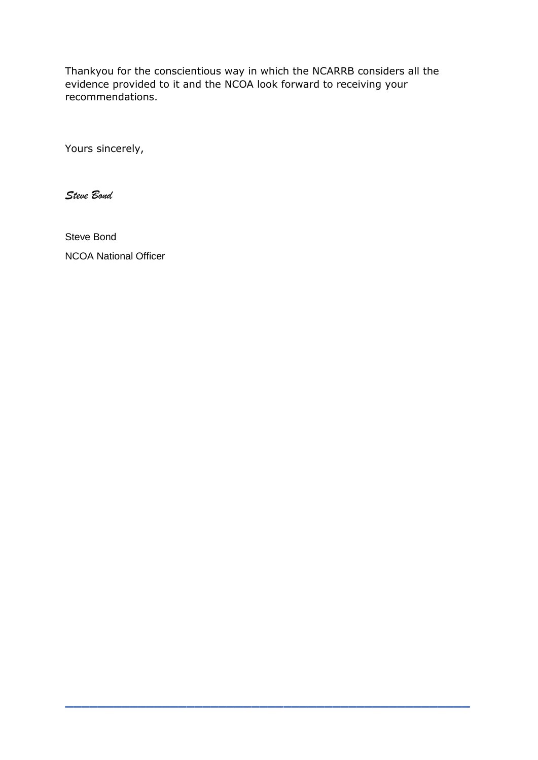Thankyou for the conscientious way in which the NCARRB considers all the evidence provided to it and the NCOA look forward to receiving your recommendations.

Yours sincerely,

*Steve Bond*

Steve Bond

NCOA National Officer